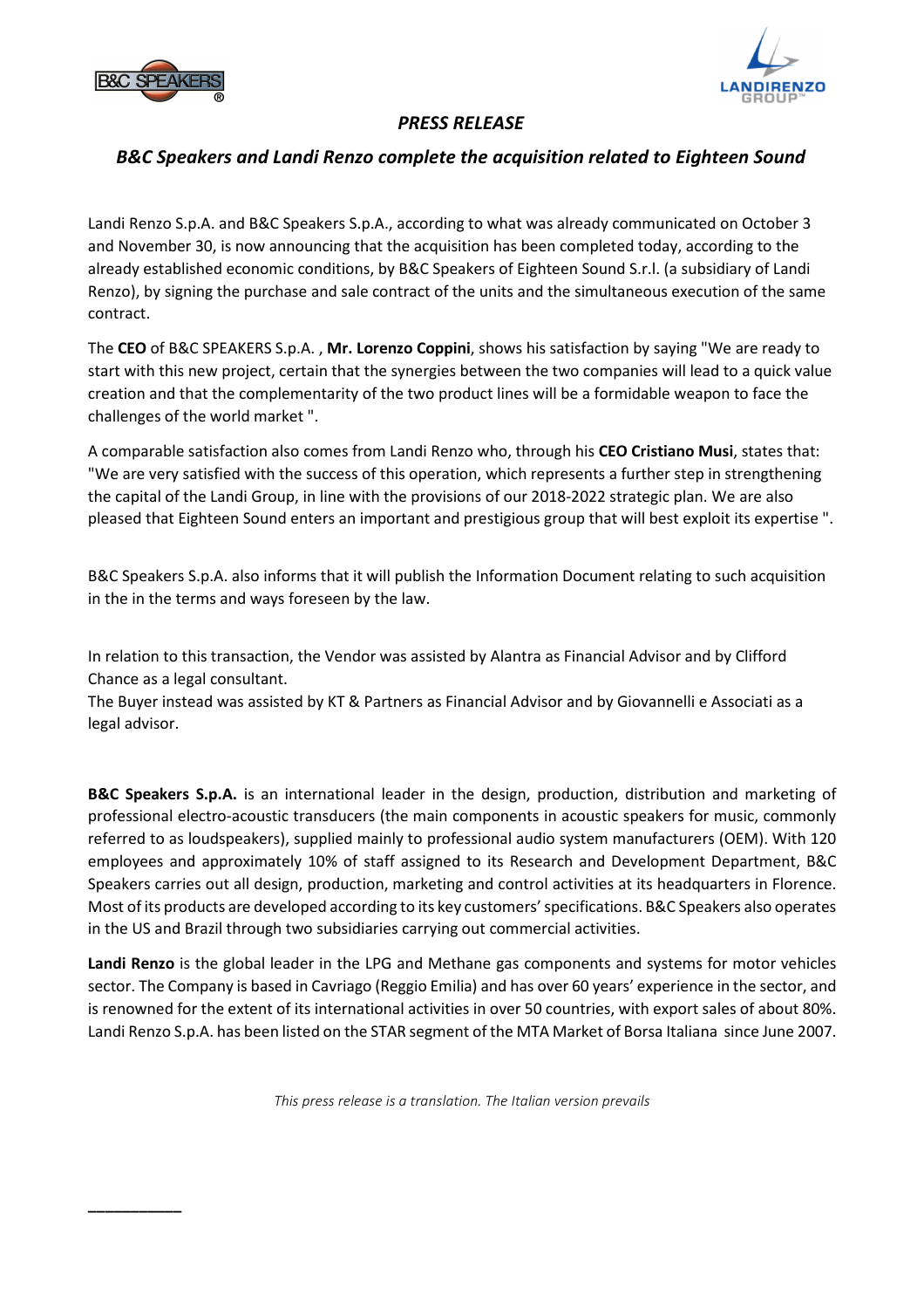*PRESS RELEASE*

## *B&C Speakers and Landi Renzo complete the acquisition related to Eighteen Sound*

Landi Renzo S.p.A. and B&C Speakers S.p.A., according to what was already communicated on October 3 and November 30, is now announcing that the acquisition has been completed today, according to the already established economic conditions, by B&C Speakers of Eighteen Sound S.r.l. (a subsidiary of Landi Renzo), by signing the purchase and sale contract of the units and the simultaneous execution of the same contract.

The **CEO** of B&C SPEAKERS S.p.A. , **Mr. Lorenzo Coppini**, shows his satisfaction by saying "We are ready to start with this new project, certain that the synergies between the two companies will lead to a quick value creation and that the complementarity of the two product lines will be a formidable weapon to face the challenges of the world market ".

A comparable satisfaction also comes from Landi Renzo who, through his **CEO Cristiano Musi**, states that: "We are very satisfied with the success of this operation, which represents a further step in strengthening the capital of the Landi Group, in line with the provisions of our 2018-2022 strategic plan. We are also pleased that Eighteen Sound enters an important and prestigious group that will best exploit its expertise ".

B&C Speakers S.p.A. also informs that it will publish the Information Document relating to such acquisition in the in the terms and ways foreseen by the law.

In relation to this transaction, the Vendor was assisted by Alantra as Financial Advisor and by Clifford Chance as a legal consultant.
The Buyer instead was assisted by KT & Partners as Financial Advisor and by Giovannelli e Associati as a legal advisor.

**B&C Speakers S.p.A.** is an international leader in the design, production, distribution and marketing of professional electro-acoustic transducers (the main components in acoustic speakers for music, commonly referred to as loudspeakers), supplied mainly to professional audio system manufacturers (OEM). With 120 employees and approximately 10% of staff assigned to its Research and Development Department, B&C Speakers carries out all design, production, marketing and control activities at its headquarters in Florence. Most of its products are developed according to its key customers' specifications. B&C Speakers also operates in the US and Brazil through two subsidiaries carrying out commercial activities.

**Landi Renzo** is the global leader in the LPG and Methane gas components and systems for motor vehicles sector. The Company is based in Cavriago (Reggio Emilia) and has over 60 years' experience in the sector, and is renowned for the extent of its international activities in over 50 countries, with export sales of about 80%. Landi Renzo S.p.A. has been listed on the STAR segment of the MTA Market of Borsa Italiana since June 2007.

*This press release is a translation. The Italian version prevails*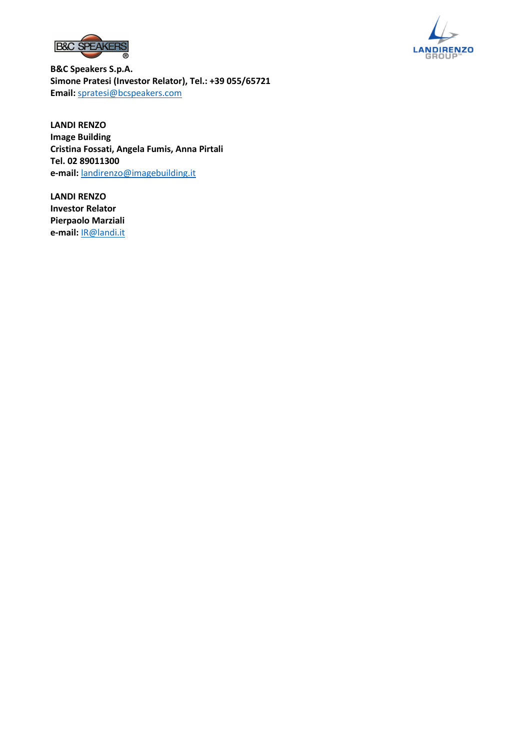**B&C Speakers S.p.A.**
**Simone Pratesi (Investor Relator), Tel.: +39 055/65721**
**Email:** spratesi@bcspeakers.com

**LANDI RENZO**
**Image Building**
**Cristina Fossati, Angela Fumis, Anna Pirtali**
**Tel. 02 89011300**
**e-mail:** landirenzo@imagebuilding.it

**LANDI RENZO**
**Investor Relator**
**Pierpaolo Marziali**
**e-mail:** IR@landi.it